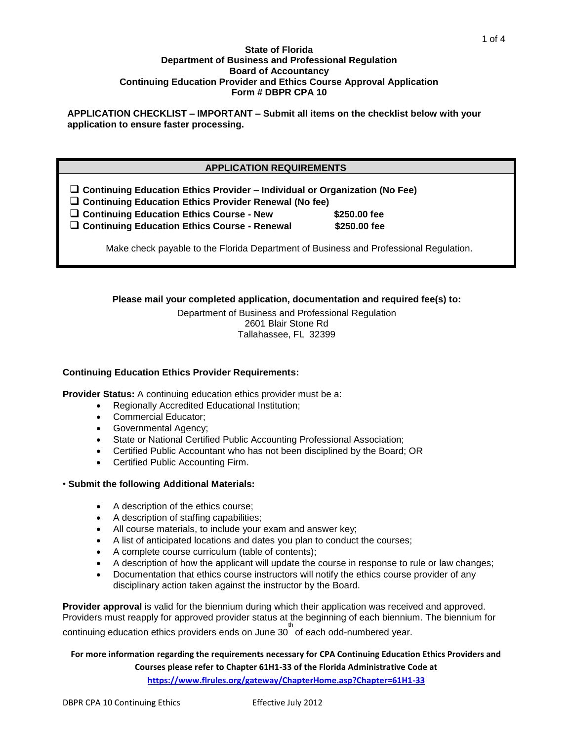**State of Florida**
**Department of Business and Professional Regulation**
**Board of Accountancy**
**Continuing Education Provider and Ethics Course Approval Application**
**Form # DBPR CPA 10**

**APPLICATION CHECKLIST – IMPORTANT – Submit all items on the checklist below with your application to ensure faster processing.**

| APPLICATION REQUIREMENTS | |
|---|---|
| ❑ **Continuing Education Ethics Provider – Individual or Organization (No Fee)** | |
| ❑ **Continuing Education Ethics Provider Renewal (No fee)** | |
| ❑ **Continuing Education Ethics Course - New** | **$250.00 fee** |
| ❑ **Continuing Education Ethics Course - Renewal** | **$250.00 fee** |

Make check payable to the Florida Department of Business and Professional Regulation.

**Please mail your completed application, documentation and required fee(s) to:**

Department of Business and Professional Regulation
2601 Blair Stone Rd
Tallahassee, FL 32399

**Continuing Education Ethics Provider Requirements:**

**Provider Status:** A continuing education ethics provider must be a:

- Regionally Accredited Educational Institution;
- Commercial Educator;
- Governmental Agency;
- State or National Certified Public Accounting Professional Association;
- Certified Public Accountant who has not been disciplined by the Board; OR
- Certified Public Accounting Firm.

• **Submit the following Additional Materials:**

- A description of the ethics course;
- A description of staffing capabilities;
- All course materials, to include your exam and answer key;
- A list of anticipated locations and dates you plan to conduct the courses;
- A complete course curriculum (table of contents);
- A description of how the applicant will update the course in response to rule or law changes;
- Documentation that ethics course instructors will notify the ethics course provider of any disciplinary action taken against the instructor by the Board.

**Provider approval** is valid for the biennium during which their application was received and approved. Providers must reapply for approved provider status at the beginning of each biennium. The biennium for continuing education ethics providers ends on June 30th of each odd-numbered year.

**For more information regarding the requirements necessary for CPA Continuing Education Ethics Providers and Courses please refer to Chapter 61H1-33 of the Florida Administrative Code at https://www.flrules.org/gateway/ChapterHome.asp?Chapter=61H1-33**

DBPR CPA 10 Continuing Ethics Effective July 2012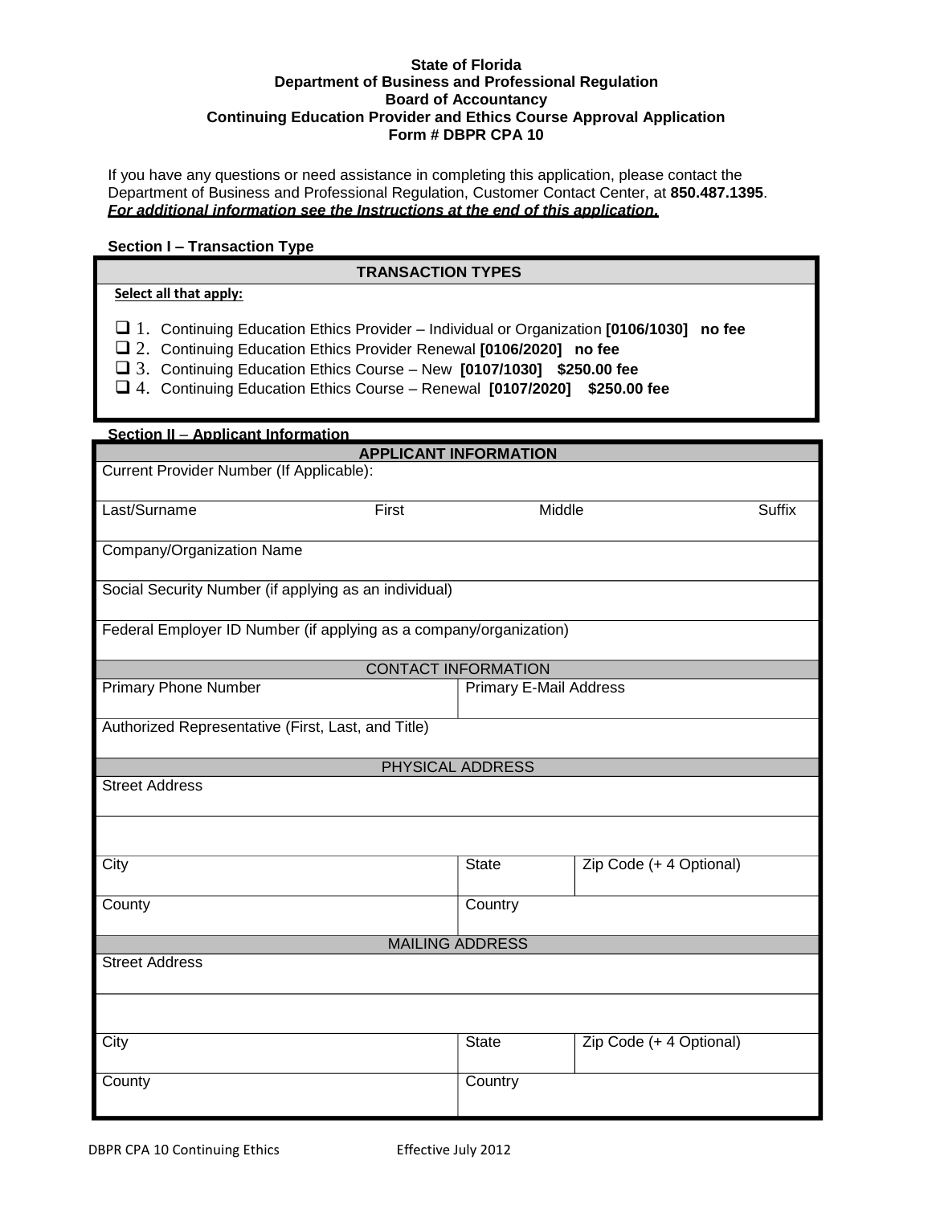**State of Florida**
**Department of Business and Professional Regulation**
**Board of Accountancy**
**Continuing Education Provider and Ethics Course Approval Application**
**Form # DBPR CPA 10**

If you have any questions or need assistance in completing this application, please contact the Department of Business and Professional Regulation, Customer Contact Center, at **850.487.1395**.
***For additional information see the Instructions at the end of this application.***

**Section I – Transaction Type**

| TRANSACTION TYPES |
|---|
| **Select all that apply:** |
| ❑ 1. Continuing Education Ethics Provider – Individual or Organization **[0106/1030] no fee** |
| ❑ 2. Continuing Education Ethics Provider Renewal **[0106/2020] no fee** |
| ❑ 3. Continuing Education Ethics Course – New **[0107/1030] $250.00 fee** |
| ❑ 4. Continuing Education Ethics Course – Renewal **[0107/2020] $250.00 fee** |

**Section II – Applicant Information**

| APPLICANT INFORMATION | | | |
|---|---|---|---|
| Current Provider Number (If Applicable): | | | |
| Last/Surname | First | Middle | Suffix |
| Company/Organization Name | | | |
| Social Security Number (if applying as an individual) | | | |
| Federal Employer ID Number (if applying as a company/organization) | | | |
| **CONTACT INFORMATION** | | | |
| Primary Phone Number | Primary E-Mail Address | | |
| Authorized Representative (First, Last, and Title) | | | |
| **PHYSICAL ADDRESS** | | | |
| Street Address | | | |
| | | | |
| City | State | Zip Code (+ 4 Optional) | |
| County | Country | | |
| **MAILING ADDRESS** | | | |
| Street Address | | | |
| | | | |
| City | State | Zip Code (+ 4 Optional) | |
| County | Country | | |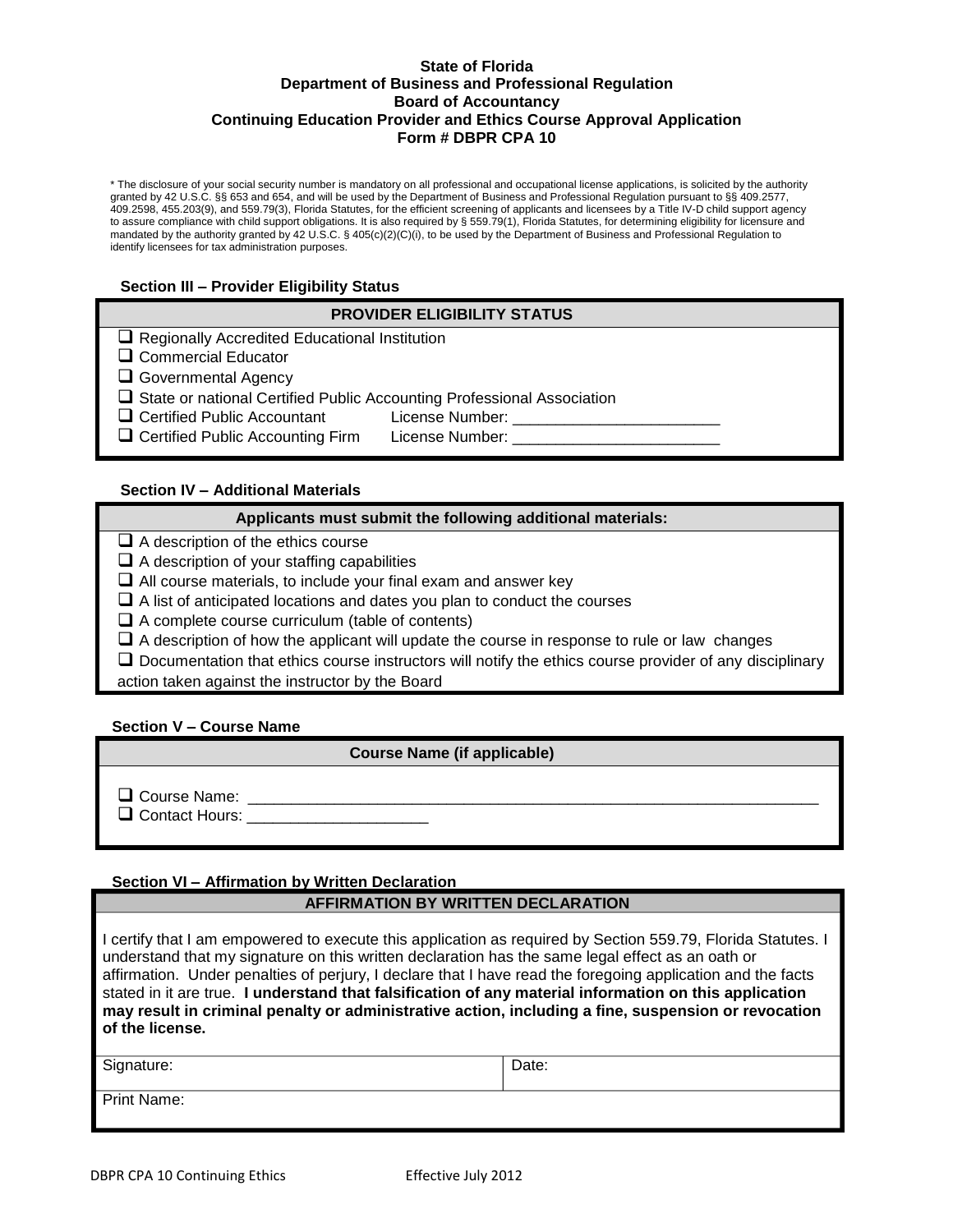**State of Florida**
**Department of Business and Professional Regulation**
**Board of Accountancy**
**Continuing Education Provider and Ethics Course Approval Application**
**Form # DBPR CPA 10**

* The disclosure of your social security number is mandatory on all professional and occupational license applications, is solicited by the authority granted by 42 U.S.C. §§ 653 and 654, and will be used by the Department of Business and Professional Regulation pursuant to §§ 409.2577, 409.2598, 455.203(9), and 559.79(3), Florida Statutes, for the efficient screening of applicants and licensees by a Title IV-D child support agency to assure compliance with child support obligations. It is also required by § 559.79(1), Florida Statutes, for determining eligibility for licensure and mandated by the authority granted by 42 U.S.C. § 405(c)(2)(C)(i), to be used by the Department of Business and Professional Regulation to identify licensees for tax administration purposes.

### Section III – Provider Eligibility Status

**PROVIDER ELIGIBILITY STATUS**

- ☐ Regionally Accredited Educational Institution
- ☐ Commercial Educator
- ☐ Governmental Agency
- ☐ State or national Certified Public Accounting Professional Association
- ☐ Certified Public Accountant License Number: ________________________
- ☐ Certified Public Accounting Firm License Number: ________________________

### Section IV – Additional Materials

**Applicants must submit the following additional materials:**

- ☐ A description of the ethics course
- ☐ A description of your staffing capabilities
- ☐ All course materials, to include your final exam and answer key
- ☐ A list of anticipated locations and dates you plan to conduct the courses
- ☐ A complete course curriculum (table of contents)
- ☐ A description of how the applicant will update the course in response to rule or law changes
- ☐ Documentation that ethics course instructors will notify the ethics course provider of any disciplinary action taken against the instructor by the Board

### Section V – Course Name

**Course Name (if applicable)**

- ☐ Course Name: ____________________________________________________________________
- ☐ Contact Hours: _____________________

### Section VI – Affirmation by Written Declaration

**AFFIRMATION BY WRITTEN DECLARATION**

I certify that I am empowered to execute this application as required by Section 559.79, Florida Statutes. I understand that my signature on this written declaration has the same legal effect as an oath or affirmation. Under penalties of perjury, I declare that I have read the foregoing application and the facts stated in it are true. **I understand that falsification of any material information on this application may result in criminal penalty or administrative action, including a fine, suspension or revocation of the license.**

| Signature: | Date: |
|---|---|
| Print Name: | |

DBPR CPA 10 Continuing Ethics Effective July 2012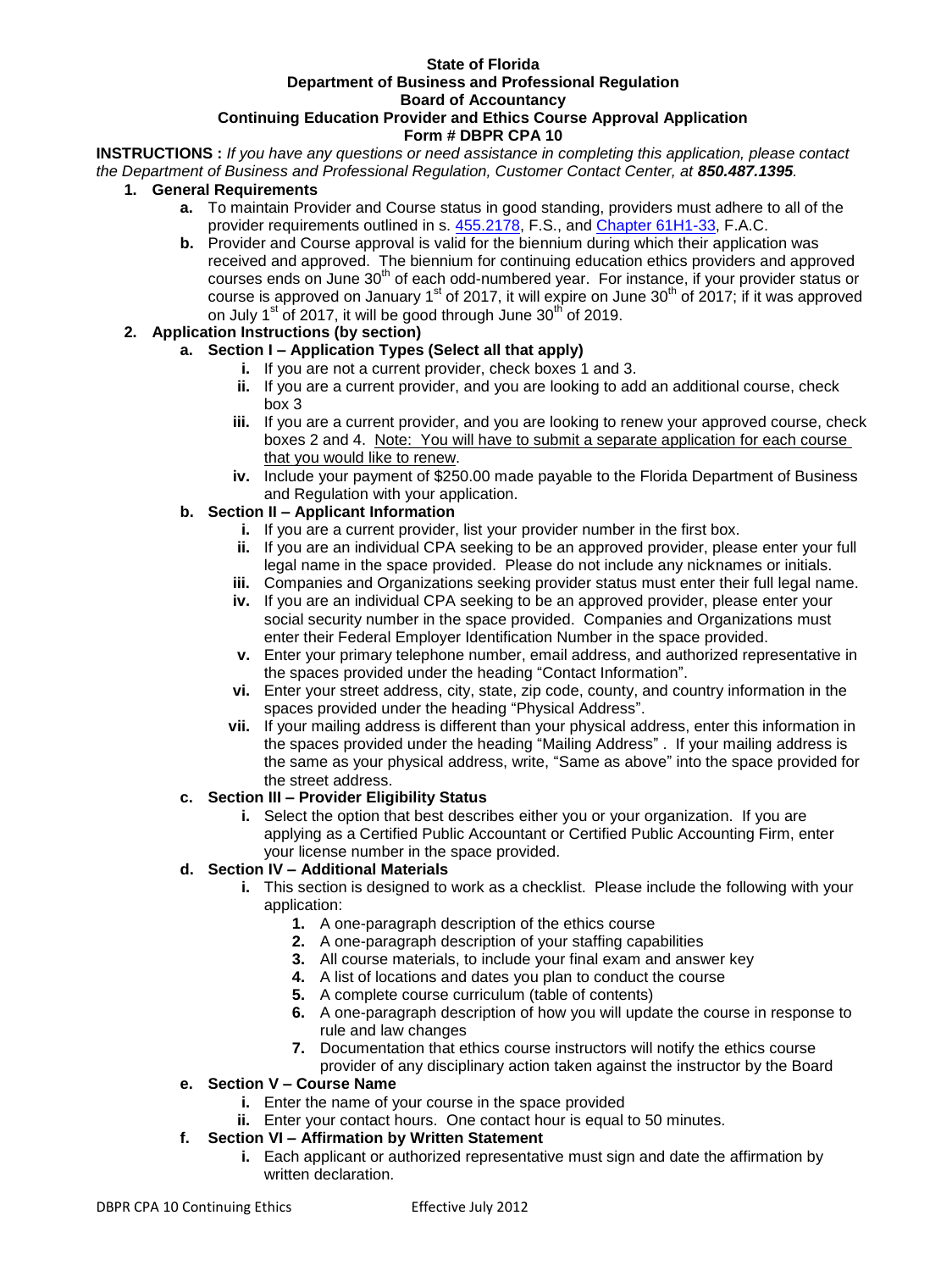**State of Florida**
**Department of Business and Professional Regulation**
**Board of Accountancy**
**Continuing Education Provider and Ethics Course Approval Application**
**Form # DBPR CPA 10**

**INSTRUCTIONS :** *If you have any questions or need assistance in completing this application, please contact the Department of Business and Professional Regulation, Customer Contact Center, at **850.487.1395**.*

1. **General Requirements**
   - **a.** To maintain Provider and Course status in good standing, providers must adhere to all of the provider requirements outlined in s. [455.2178](455.2178), F.S., and [Chapter 61H1-33](Chapter 61H1-33), F.A.C.
   - **b.** Provider and Course approval is valid for the biennium during which their application was received and approved. The biennium for continuing education ethics providers and approved courses ends on June 30th of each odd-numbered year. For instance, if your provider status or course is approved on January 1st of 2017, it will expire on June 30th of 2017; if it was approved on July 1st of 2017, it will be good through June 30th of 2019.
2. **Application Instructions (by section)**
   - **a. Section I – Application Types (Select all that apply)**
     - **i.** If you are not a current provider, check boxes 1 and 3.
     - **ii.** If you are a current provider, and you are looking to add an additional course, check box 3
     - **iii.** If you are a current provider, and you are looking to renew your approved course, check boxes 2 and 4. Note: You will have to submit a separate application for each course that you would like to renew.
     - **iv.** Include your payment of $250.00 made payable to the Florida Department of Business and Regulation with your application.
   - **b. Section II – Applicant Information**
     - **i.** If you are a current provider, list your provider number in the first box.
     - **ii.** If you are an individual CPA seeking to be an approved provider, please enter your full legal name in the space provided. Please do not include any nicknames or initials.
     - **iii.** Companies and Organizations seeking provider status must enter their full legal name.
     - **iv.** If you are an individual CPA seeking to be an approved provider, please enter your social security number in the space provided. Companies and Organizations must enter their Federal Employer Identification Number in the space provided.
     - **v.** Enter your primary telephone number, email address, and authorized representative in the spaces provided under the heading "Contact Information".
     - **vi.** Enter your street address, city, state, zip code, county, and country information in the spaces provided under the heading "Physical Address".
     - **vii.** If your mailing address is different than your physical address, enter this information in the spaces provided under the heading "Mailing Address" . If your mailing address is the same as your physical address, write, "Same as above" into the space provided for the street address.
   - **c. Section III – Provider Eligibility Status**
     - **i.** Select the option that best describes either you or your organization. If you are applying as a Certified Public Accountant or Certified Public Accounting Firm, enter your license number in the space provided.
   - **d. Section IV – Additional Materials**
     - **i.** This section is designed to work as a checklist. Please include the following with your application:
       1. A one-paragraph description of the ethics course
       2. A one-paragraph description of your staffing capabilities
       3. All course materials, to include your final exam and answer key
       4. A list of locations and dates you plan to conduct the course
       5. A complete course curriculum (table of contents)
       6. A one-paragraph description of how you will update the course in response to rule and law changes
       7. Documentation that ethics course instructors will notify the ethics course provider of any disciplinary action taken against the instructor by the Board
   - **e. Section V – Course Name**
     - **i.** Enter the name of your course in the space provided
     - **ii.** Enter your contact hours. One contact hour is equal to 50 minutes.
   - **f. Section VI – Affirmation by Written Statement**
     - **i.** Each applicant or authorized representative must sign and date the affirmation by written declaration.